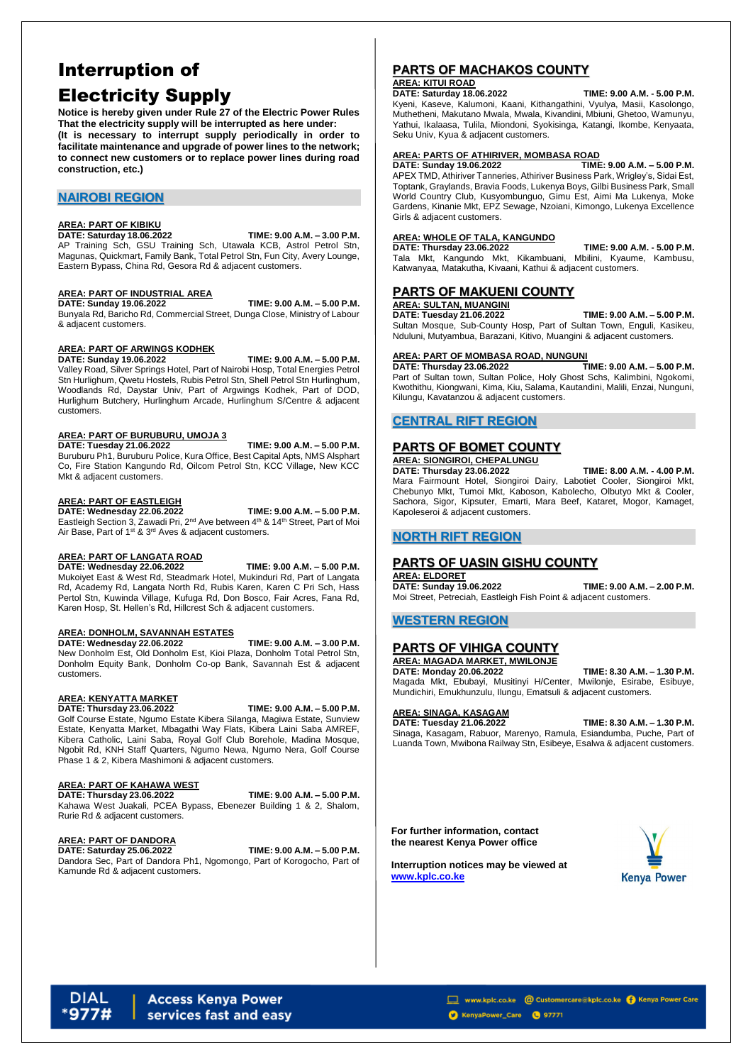# Interruption of Electricity Supply

**Notice is hereby given under Rule 27 of the Electric Power Rules That the electricity supply will be interrupted as here under: (It is necessary to interrupt supply periodically in order to facilitate maintenance and upgrade of power lines to the network; to connect new customers or to replace power lines during road construction, etc.)**

## NAIROBI REGION

**AREA: PART OF KIBIKU**
**DATE: Saturday 18.06.2022** **TIME: 9.00 A.M. – 3.00 P.M.**
AP Training Sch, GSU Training Sch, Utawala KCB, Astrol Petrol Stn, Magunas, Quickmart, Family Bank, Total Petrol Stn, Fun City, Avery Lounge, Eastern Bypass, China Rd, Gesora Rd & adjacent customers.

**AREA: PART OF INDUSTRIAL AREA**
**DATE: Sunday 19.06.2022** **TIME: 9.00 A.M. – 5.00 P.M.**
Bunyala Rd, Baricho Rd, Commercial Street, Dunga Close, Ministry of Labour & adjacent customers.

**AREA: PART OF ARWINGS KODHEK**
**DATE: Sunday 19.06.2022** **TIME: 9.00 A.M. – 5.00 P.M.**
Valley Road, Silver Springs Hotel, Part of Nairobi Hosp, Total Energies Petrol Stn Hurlingham, Qwetu Hostels, Rubis Petrol Stn, Shell Petrol Stn Hurlingham, Woodlands Rd, Daystar Univ, Part of Argwings Kodhek, Part of DOD, Hurligham Butchery, Hurlingham Arcade, Hurlingham S/Centre & adjacent customers.

**AREA: PART OF BURUBURU, UMOJA 3**
**DATE: Tuesday 21.06.2022** **TIME: 9.00 A.M. – 5.00 P.M.**
Buruburu Ph1, Buruburu Police, Kura Office, Best Capital Apts, NMS Alsphart Co, Fire Station Kangundo Rd, Oilcom Petrol Stn, KCC Village, New KCC Mkt & adjacent customers.

**AREA: PART OF EASTLEIGH**
**DATE: Wednesday 22.06.2022** **TIME: 9.00 A.M. – 5.00 P.M.**
Eastleigh Section 3, Zawadi Pri, 2nd Ave between 4th & 14th Street, Part of Moi Air Base, Part of 1st & 3rd Aves & adjacent customers.

**AREA: PART OF LANGATA ROAD**
**DATE: Wednesday 22.06.2022** **TIME: 9.00 A.M. – 5.00 P.M.**
Mukoiyet East & West Rd, Steadmark Hotel, Mukinduri Rd, Part of Langata Rd, Academy Rd, Langata North Rd, Rubis Karen, Karen C Pri Sch, Hass Pertol Stn, Kuwinda Village, Kufuga Rd, Don Bosco, Fair Acres, Fana Rd, Karen Hosp, St. Hellen's Rd, Hillcrest Sch & adjacent customers.

**AREA: DONHOLM, SAVANNAH ESTATES**
**DATE: Wednesday 22.06.2022** **TIME: 9.00 A.M. – 3.00 P.M.**
New Donholm Est, Old Donholm Est, Kioi Plaza, Donholm Total Petrol Stn, Donholm Equity Bank, Donholm Co-op Bank, Savannah Est & adjacent customers.

**AREA: KENYATTA MARKET**
**DATE: Thursday 23.06.2022** **TIME: 9.00 A.M. – 5.00 P.M.**
Golf Course Estate, Ngumo Estate Kibera Silanga, Magiwa Estate, Sunview Estate, Kenyatta Market, Mbagathi Way Flats, Kibera Laini Saba AMREF, Kibera Catholic, Laini Saba, Royal Golf Club Borehole, Madina Mosque, Ngobit Rd, KNH Staff Quarters, Ngumo Newa, Ngumo Nera, Golf Course Phase 1 & 2, Kibera Mashimoni & adjacent customers.

**AREA: PART OF KAHAWA WEST**
**DATE: Thursday 23.06.2022** **TIME: 9.00 A.M. – 5.00 P.M.**
Kahawa West Juakali, PCEA Bypass, Ebenezer Building 1 & 2, Shalom, Rurie Rd & adjacent customers.

**AREA: PART OF DANDORA**
**DATE: Saturday 25.06.2022** **TIME: 9.00 A.M. – 5.00 P.M.**
Dandora Sec, Part of Dandora Ph1, Ngomongo, Part of Korogocho, Part of Kamunde Rd & adjacent customers.

### PARTS OF MACHAKOS COUNTY

**AREA: KITUI ROAD**
**DATE: Saturday 18.06.2022** **TIME: 9.00 A.M. - 5.00 P.M.**
Kyeni, Kaseve, Kalumoni, Kaani, Kithangathini, Vyulya, Masii, Kasolongo, Muthetheni, Makutano Mwala, Mwala, Kivandini, Mbiuni, Ghetoo, Wamunyu, Yathui, Ikalaasa, Tulila, Miondoni, Syokisinga, Katangi, Ikombe, Kenyaata, Seku Univ, Kyua & adjacent customers.

**AREA: PARTS OF ATHIRIVER, MOMBASA ROAD**
**DATE: Sunday 19.06.2022** **TIME: 9.00 A.M. – 5.00 P.M.**
APEX TMD, Athiriver Tanneries, Athiriver Business Park, Wrigley's, Sidai Est, Toptank, Graylands, Bravia Foods, Lukenya Boys, Gilbi Business Park, Small World Country Club, Kusyombunguo, Gimu Est, Aimi Ma Lukenya, Moke Gardens, Kinanie Mkt, EPZ Sewage, Nzoiani, Kimongo, Lukenya Excellence Girls & adjacent customers.

**AREA: WHOLE OF TALA, KANGUNDO**
**DATE: Thursday 23.06.2022** **TIME: 9.00 A.M. - 5.00 P.M.**
Tala Mkt, Kangundo Mkt, Kikambuani, Mbilini, Kyaume, Kambusu, Katwanyaa, Matakutha, Kivaani, Kathui & adjacent customers.

### PARTS OF MAKUENI COUNTY

**AREA: SULTAN, MUANGINI**
**DATE: Tuesday 21.06.2022** **TIME: 9.00 A.M. – 5.00 P.M.**
Sultan Mosque, Sub-County Hosp, Part of Sultan Town, Enguli, Kasikeu, Nduluni, Mutyambua, Barazani, Kitivo, Muangini & adjacent customers.

**AREA: PART OF MOMBASA ROAD, NUNGUNI**
**DATE: Thursday 23.06.2022** **TIME: 9.00 A.M. – 5.00 P.M.**
Part of Sultan town, Sultan Police, Holy Ghost Schs, Kalimbini, Ngokomi, Kwothithu, Kiongwani, Kima, Kiu, Salama, Kautandini, Malili, Enzai, Nunguni, Kilungu, Kavatanzou & adjacent customers.

## CENTRAL RIFT REGION

### PARTS OF BOMET COUNTY

**AREA: SIONGIROI, CHEPALUNGU**
**DATE: Thursday 23.06.2022** **TIME: 8.00 A.M. - 4.00 P.M.**
Mara Fairmount Hotel, Siongiroi Dairy, Labotiet Cooler, Siongiroi Mkt, Chebunyo Mkt, Tumoi Mkt, Kaboson, Kabolecho, Olbutyo Mkt & Cooler, Sachora, Sigor, Kipsuter, Emarti, Mara Beef, Kataret, Mogor, Kamaget, Kapoleseroi & adjacent customers.

## NORTH RIFT REGION

### PARTS OF UASIN GISHU COUNTY

**AREA: ELDORET**
**DATE: Sunday 19.06.2022** **TIME: 9.00 A.M. – 2.00 P.M.**
Moi Street, Petreciah, Eastleigh Fish Point & adjacent customers.

## WESTERN REGION

### PARTS OF VIHIGA COUNTY

**AREA: MAGADA MARKET, MWILONJE**
**DATE: Monday 20.06.2022** **TIME: 8.30 A.M. – 1.30 P.M.**
Magada Mkt, Ebubayi, Musitinyi H/Center, Mwilonje, Esirabe, Esibuye, Mundichiri, Emukhunzulu, Ilungu, Ematsuli & adjacent customers.

**AREA: SINAGA, KASAGAM**
**DATE: Tuesday 21.06.2022** **TIME: 8.30 A.M. – 1.30 P.M.**
Sinaga, Kasagam, Rabuor, Marenyo, Ramula, Esiandumba, Puche, Part of Luanda Town, Mwibona Railway Stn, Esibeye, Esalwa & adjacent customers.

**For further information, contact the nearest Kenya Power office**

**Interruption notices may be viewed at www.kplc.co.ke**

Kenya Power

DIAL *977# | Access Kenya Power services fast and easy

www.kplc.co.ke | Customercare@kplc.co.ke | Kenya Power Care | KenyaPower_Care | 97771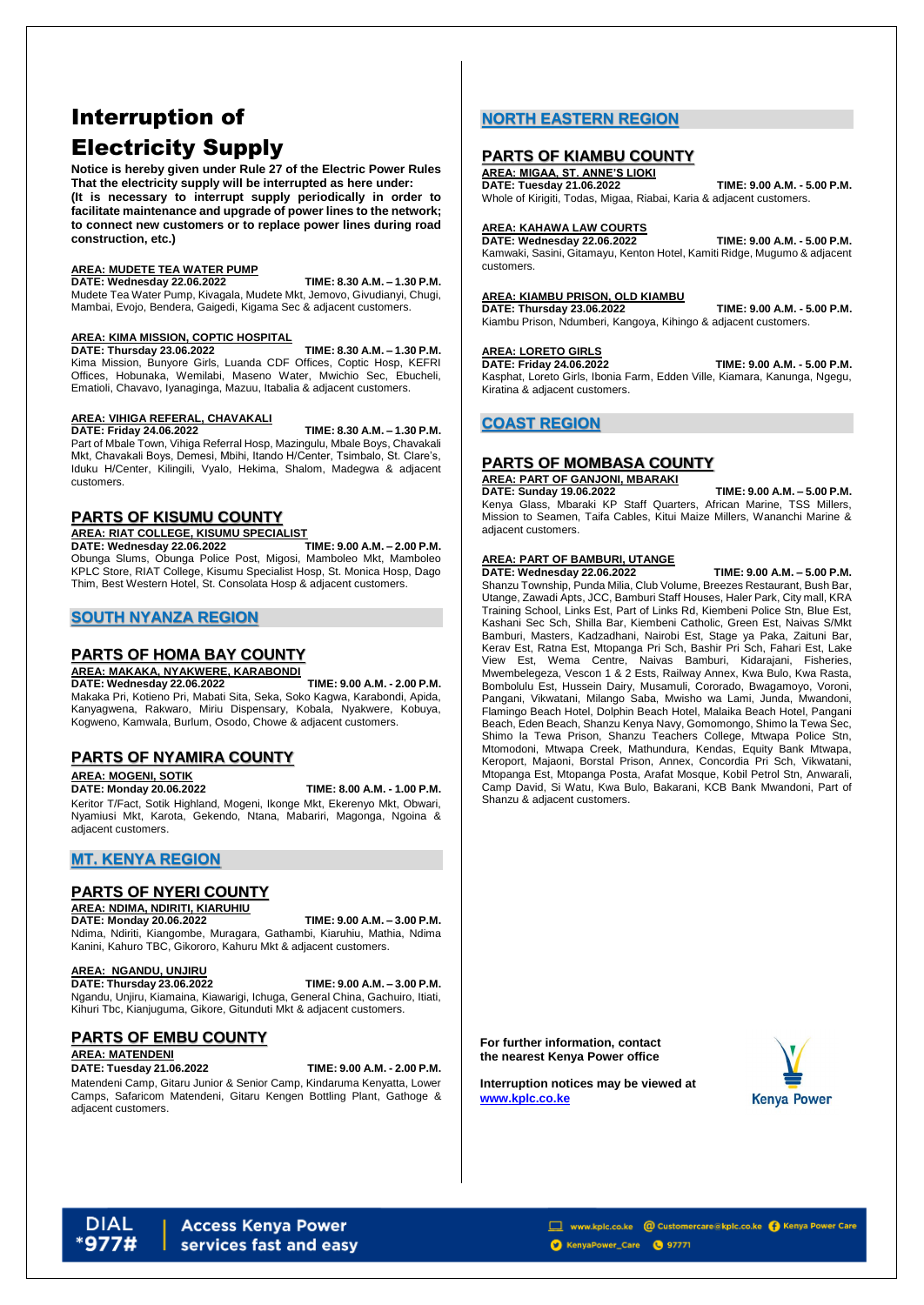# Interruption of Electricity Supply

**Notice is hereby given under Rule 27 of the Electric Power Rules That the electricity supply will be interrupted as here under: (It is necessary to interrupt supply periodically in order to facilitate maintenance and upgrade of power lines to the network; to connect new customers or to replace power lines during road construction, etc.)**

**AREA: MUDETE TEA WATER PUMP**
**DATE: Wednesday 22.06.2022** **TIME: 8.30 A.M. – 1.30 P.M.**
Mudete Tea Water Pump, Kivagala, Mudete Mkt, Jemovo, Givudianyi, Chugi, Mambai, Evojo, Bendera, Gaigedi, Kigama Sec & adjacent customers.

**AREA: KIMA MISSION, COPTIC HOSPITAL**
**DATE: Thursday 23.06.2022** **TIME: 8.30 A.M. – 1.30 P.M.**
Kima Mission, Bunyore Girls, Luanda CDF Offices, Coptic Hosp, KEFRI Offices, Hobunaka, Wemilabi, Maseno Water, Mwichio Sec, Ebucheli, Ematioli, Chavavo, Iyanaginga, Mazuu, Itabalia & adjacent customers.

**AREA: VIHIGA REFERAL, CHAVAKALI**
**DATE: Friday 24.06.2022** **TIME: 8.30 A.M. – 1.30 P.M.**
Part of Mbale Town, Vihiga Referral Hosp, Mazingulu, Mbale Boys, Chavakali Mkt, Chavakali Boys, Demesi, Mbihi, Itando H/Center, Tsimbalo, St. Clare's, Iduku H/Center, Kilingili, Vyalo, Hekima, Shalom, Madegwa & adjacent customers.

## PARTS OF KISUMU COUNTY

**AREA: RIAT COLLEGE, KISUMU SPECIALIST**
**DATE: Wednesday 22.06.2022** **TIME: 9.00 A.M. – 2.00 P.M.**
Obunga Slums, Obunga Police Post, Migosi, Mamboleo Mkt, Mamboleo KPLC Store, RIAT College, Kisumu Specialist Hosp, St. Monica Hosp, Dago Thim, Best Western Hotel, St. Consolata Hosp & adjacent customers.

## SOUTH NYANZA REGION

## PARTS OF HOMA BAY COUNTY

**AREA: MAKAKA, NYAKWERE, KARABONDI**
**DATE: Wednesday 22.06.2022** **TIME: 9.00 A.M. - 2.00 P.M.**
Makaka Pri, Kotieno Pri, Mabati Sita, Seka, Soko Kagwa, Karabondi, Apida, Kanyagwena, Rakwaro, Miriu Dispensary, Kobala, Nyakwere, Kobuya, Kogweno, Kamwala, Burlum, Osodo, Chowe & adjacent customers.

## PARTS OF NYAMIRA COUNTY

**AREA: MOGENI, SOTIK**
**DATE: Monday 20.06.2022** **TIME: 8.00 A.M. - 1.00 P.M.**
Keritor T/Fact, Sotik Highland, Mogeni, Ikonge Mkt, Ekerenyo Mkt, Obwari, Nyamiusi Mkt, Karota, Gekendo, Ntana, Mabariri, Magonga, Ngoina & adjacent customers.

## MT. KENYA REGION

## PARTS OF NYERI COUNTY

**AREA: NDIMA, NDIRITI, KIARUHIU**
**DATE: Monday 20.06.2022** **TIME: 9.00 A.M. – 3.00 P.M.**
Ndima, Ndiriti, Kiangombe, Muragara, Gathambi, Kiaruhiu, Mathia, Ndima Kanini, Kahuro TBC, Gikororo, Kahuru Mkt & adjacent customers.

**AREA: NGANDU, UNJIRU**
**DATE: Thursday 23.06.2022** **TIME: 9.00 A.M. – 3.00 P.M.**
Ngandu, Unjiru, Kiamaina, Kiawarigi, Ichuga, General China, Gachuiro, Itiati, Kihuri Tbc, Kianjuguma, Gikore, Gitunduti Mkt & adjacent customers.

## PARTS OF EMBU COUNTY

**AREA: MATENDENI**
**DATE: Tuesday 21.06.2022** **TIME: 9.00 A.M. - 2.00 P.M.**
Matendeni Camp, Gitaru Junior & Senior Camp, Kindaruma Kenyatta, Lower Camps, Safaricom Matendeni, Gitaru Kengen Bottling Plant, Gathoge & adjacent customers.

## NORTH EASTERN REGION

## PARTS OF KIAMBU COUNTY

**AREA: MIGAA, ST. ANNE'S LIOKI**
**DATE: Tuesday 21.06.2022** **TIME: 9.00 A.M. - 5.00 P.M.**
Whole of Kirigiti, Todas, Migaa, Riabai, Karia & adjacent customers.

**AREA: KAHAWA LAW COURTS**
**DATE: Wednesday 22.06.2022** **TIME: 9.00 A.M. - 5.00 P.M.**
Kamwaki, Sasini, Gitamayu, Kenton Hotel, Kamiti Ridge, Mugumo & adjacent customers.

**AREA: KIAMBU PRISON, OLD KIAMBU**
**DATE: Thursday 23.06.2022** **TIME: 9.00 A.M. - 5.00 P.M.**
Kiambu Prison, Ndumberi, Kangoya, Kihingo & adjacent customers.

**AREA: LORETO GIRLS**
**DATE: Friday 24.06.2022** **TIME: 9.00 A.M. - 5.00 P.M.**
Kasphat, Loreto Girls, Ibonia Farm, Edden Ville, Kiamara, Kanunga, Ngegu, Kiratina & adjacent customers.

## COAST REGION

## PARTS OF MOMBASA COUNTY

**AREA: PART OF GANJONI, MBARAKI**
**DATE: Sunday 19.06.2022** **TIME: 9.00 A.M. – 5.00 P.M.**
Kenya Glass, Mbaraki KP Staff Quarters, African Marine, TSS Millers, Mission to Seamen, Taifa Cables, Kitui Maize Millers, Wananchi Marine & adjacent customers.

**AREA: PART OF BAMBURI, UTANGE**
**DATE: Wednesday 22.06.2022** **TIME: 9.00 A.M. – 5.00 P.M.**
Shanzu Township, Punda Milia, Club Volume, Breezes Restaurant, Bush Bar, Utange, Zawadi Apts, JCC, Bamburi Staff Houses, Haler Park, City mall, KRA Training School, Links Est, Part of Links Rd, Kiembeni Police Stn, Blue Est, Kashani Sec Sch, Shilla Bar, Kiembeni Catholic, Green Est, Naivas S/Mkt Bamburi, Masters, Kadzadhani, Nairobi Est, Stage ya Paka, Zaituni Bar, Kerav Est, Ratna Est, Mtopanga Pri Sch, Bashir Pri Sch, Fahari Est, Lake View Est, Wema Centre, Naivas Bamburi, Kidarajani, Fisheries, Mwembelegeza, Vescon 1 & 2 Ests, Railway Annex, Kwa Bulo, Kwa Rasta, Bombolulu Est, Hussein Dairy, Musamuli, Cororado, Bwagamoyo, Voroni, Pangani, Vikwatani, Milango Saba, Mwisho wa Lami, Junda, Mwandoni, Flamingo Beach Hotel, Dolphin Beach Hotel, Malaika Beach Hotel, Pangani Beach, Eden Beach, Shanzu Kenya Navy, Gomomongo, Shimo la Tewa Sec, Shimo la Tewa Prison, Shanzu Teachers College, Mtwapa Police Stn, Mtomodoni, Mtwapa Creek, Mathundura, Kendas, Equity Bank Mtwapa, Keroport, Majaoni, Borstal Prison, Annex, Concordia Pri Sch, Vikwatani, Mtopanga Est, Mtopanga Posta, Arafat Mosque, Kobil Petrol Stn, Anwarali, Camp David, Si Watu, Kwa Bulo, Bakarani, KCB Bank Mwandoni, Part of Shanzu & adjacent customers.

**For further information, contact the nearest Kenya Power office**

**Interruption notices may be viewed at [www.kplc.co.ke](www.kplc.co.ke)**

Kenya Power

DIAL *977#

Access Kenya Power services fast and easy

www.kplc.co.ke | Customercare@kplc.co.ke | Kenya Power Care | KenyaPower_Care | 97771